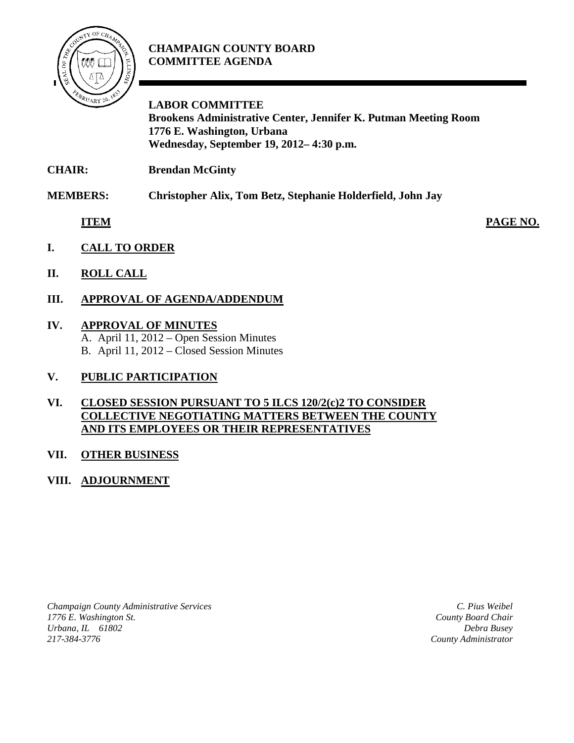# CHAMPAIGN COUNTY BOARD COMMITTEE AGENDA

**LABOR COMMITTEE**
**Brookens Administrative Center, Jennifer K. Putman Meeting Room**
**1776 E. Washington, Urbana**
**Wednesday, September 19, 2012– 4:30 p.m.**

**CHAIR:** **Brendan McGinty**

**MEMBERS:** **Christopher Alix, Tom Betz, Stephanie Holderfield, John Jay**

| **ITEM** | **PAGE NO.** |
|---|---|

**I. CALL TO ORDER**

**II. ROLL CALL**

**III. APPROVAL OF AGENDA/ADDENDUM**

**IV. APPROVAL OF MINUTES**
- A. April 11, 2012 – Open Session Minutes
- B. April 11, 2012 – Closed Session Minutes

**V. PUBLIC PARTICIPATION**

**VI. CLOSED SESSION PURSUANT TO 5 ILCS 120/2(c)2 TO CONSIDER COLLECTIVE NEGOTIATING MATTERS BETWEEN THE COUNTY AND ITS EMPLOYEES OR THEIR REPRESENTATIVES**

**VII. OTHER BUSINESS**

**VIII. ADJOURNMENT**

*Champaign County Administrative Services*
*1776 E. Washington St.*
*Urbana, IL 61802*
*217-384-3776*

*C. Pius Weibel*
*County Board Chair*
*Debra Busey*
*County Administrator*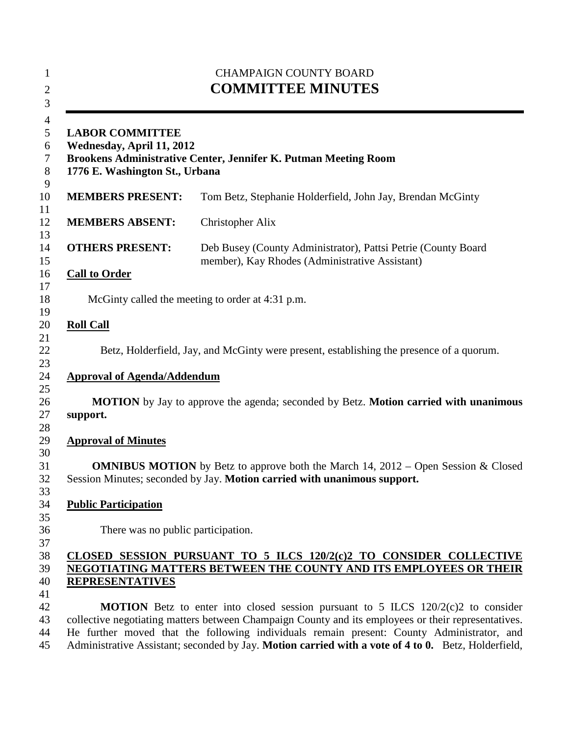CHAMPAIGN COUNTY BOARD

# COMMITTEE MINUTES

---

**LABOR COMMITTEE**
**Wednesday, April 11, 2012**
**Brookens Administrative Center, Jennifer K. Putman Meeting Room**
**1776 E. Washington St., Urbana**

| | |
|---|---|
| **MEMBERS PRESENT:** | Tom Betz, Stephanie Holderfield, John Jay, Brendan McGinty |
| **MEMBERS ABSENT:** | Christopher Alix |
| **OTHERS PRESENT:** | Deb Busey (County Administrator), Pattsi Petrie (County Board member), Kay Rhodes (Administrative Assistant) |

**Call to Order**

McGinty called the meeting to order at 4:31 p.m.

**Roll Call**

Betz, Holderfield, Jay, and McGinty were present, establishing the presence of a quorum.

**Approval of Agenda/Addendum**

**MOTION** by Jay to approve the agenda; seconded by Betz. **Motion carried with unanimous support.**

**Approval of Minutes**

**OMNIBUS MOTION** by Betz to approve both the March 14, 2012 – Open Session & Closed Session Minutes; seconded by Jay. **Motion carried with unanimous support.**

**Public Participation**

There was no public participation.

**CLOSED SESSION PURSUANT TO 5 ILCS 120/2(c)2 TO CONSIDER COLLECTIVE NEGOTIATING MATTERS BETWEEN THE COUNTY AND ITS EMPLOYEES OR THEIR REPRESENTATIVES**

**MOTION** Betz to enter into closed session pursuant to 5 ILCS 120/2(c)2 to consider collective negotiating matters between Champaign County and its employees or their representatives. He further moved that the following individuals remain present: County Administrator, and Administrative Assistant; seconded by Jay. **Motion carried with a vote of 4 to 0.** Betz, Holderfield,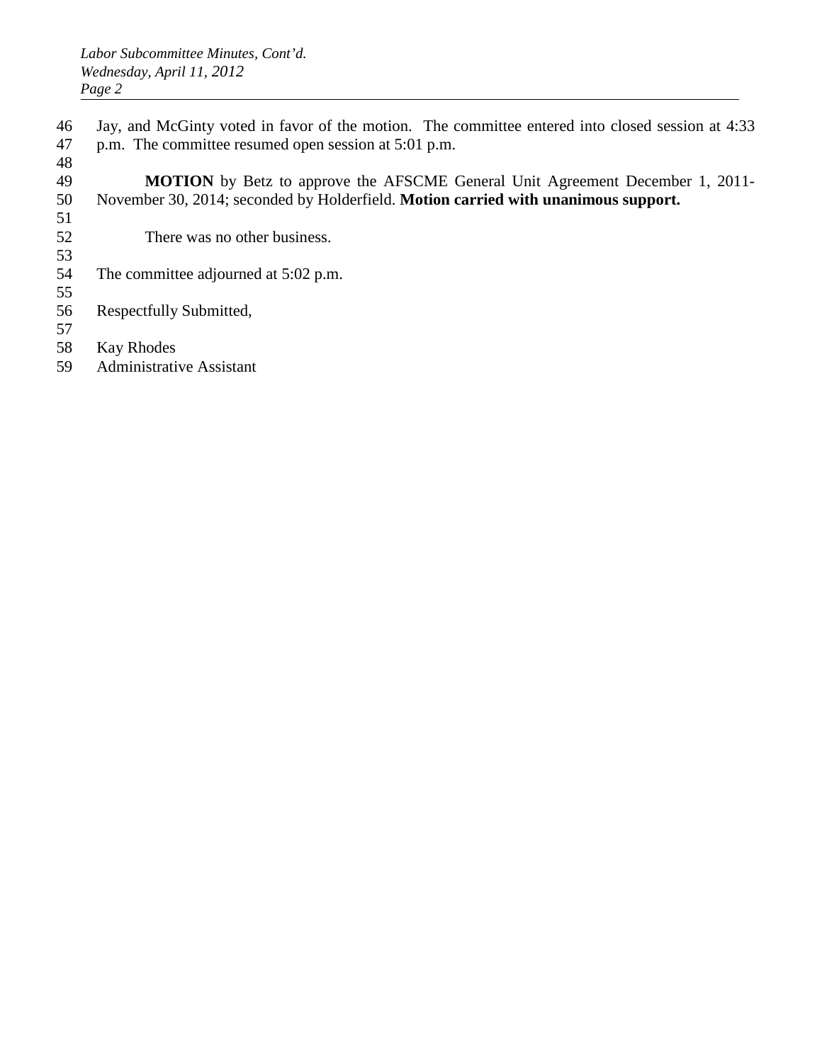Jay, and McGinty voted in favor of the motion. The committee entered into closed session at 4:33 p.m. The committee resumed open session at 5:01 p.m.

**MOTION** by Betz to approve the AFSCME General Unit Agreement December 1, 2011-November 30, 2014; seconded by Holderfield. **Motion carried with unanimous support.**

There was no other business.

The committee adjourned at 5:02 p.m.

Respectfully Submitted,

Kay Rhodes
Administrative Assistant